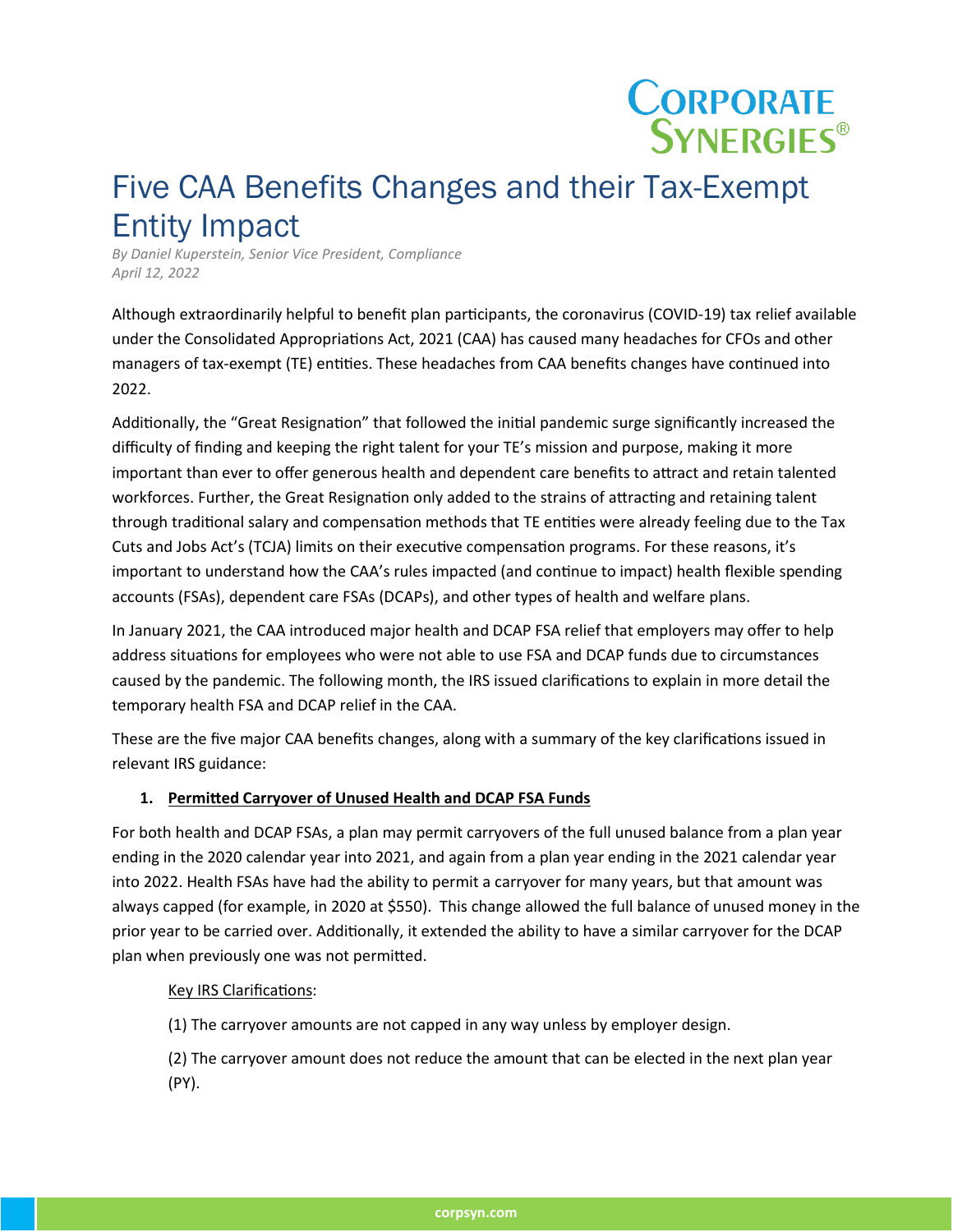# Five CAA Benefits Changes and their Tax-Exempt Entity Impact

*By Daniel Kuperstein, Senior Vice President, Compliance*
*April 12, 2022*

Although extraordinarily helpful to benefit plan participants, the coronavirus (COVID-19) tax relief available under the Consolidated Appropriations Act, 2021 (CAA) has caused many headaches for CFOs and other managers of tax-exempt (TE) entities. These headaches from CAA benefits changes have continued into 2022.

Additionally, the "Great Resignation" that followed the initial pandemic surge significantly increased the difficulty of finding and keeping the right talent for your TE's mission and purpose, making it more important than ever to offer generous health and dependent care benefits to attract and retain talented workforces. Further, the Great Resignation only added to the strains of attracting and retaining talent through traditional salary and compensation methods that TE entities were already feeling due to the Tax Cuts and Jobs Act's (TCJA) limits on their executive compensation programs. For these reasons, it's important to understand how the CAA's rules impacted (and continue to impact) health flexible spending accounts (FSAs), dependent care FSAs (DCAPs), and other types of health and welfare plans.

In January 2021, the CAA introduced major health and DCAP FSA relief that employers may offer to help address situations for employees who were not able to use FSA and DCAP funds due to circumstances caused by the pandemic. The following month, the IRS issued clarifications to explain in more detail the temporary health FSA and DCAP relief in the CAA.

These are the five major CAA benefits changes, along with a summary of the key clarifications issued in relevant IRS guidance:

1. **Permitted Carryover of Unused Health and DCAP FSA Funds**

For both health and DCAP FSAs, a plan may permit carryovers of the full unused balance from a plan year ending in the 2020 calendar year into 2021, and again from a plan year ending in the 2021 calendar year into 2022. Health FSAs have had the ability to permit a carryover for many years, but that amount was always capped (for example, in 2020 at $550). This change allowed the full balance of unused money in the prior year to be carried over. Additionally, it extended the ability to have a similar carryover for the DCAP plan when previously one was not permitted.

Key IRS Clarifications:

(1) The carryover amounts are not capped in any way unless by employer design.

(2) The carryover amount does not reduce the amount that can be elected in the next plan year (PY).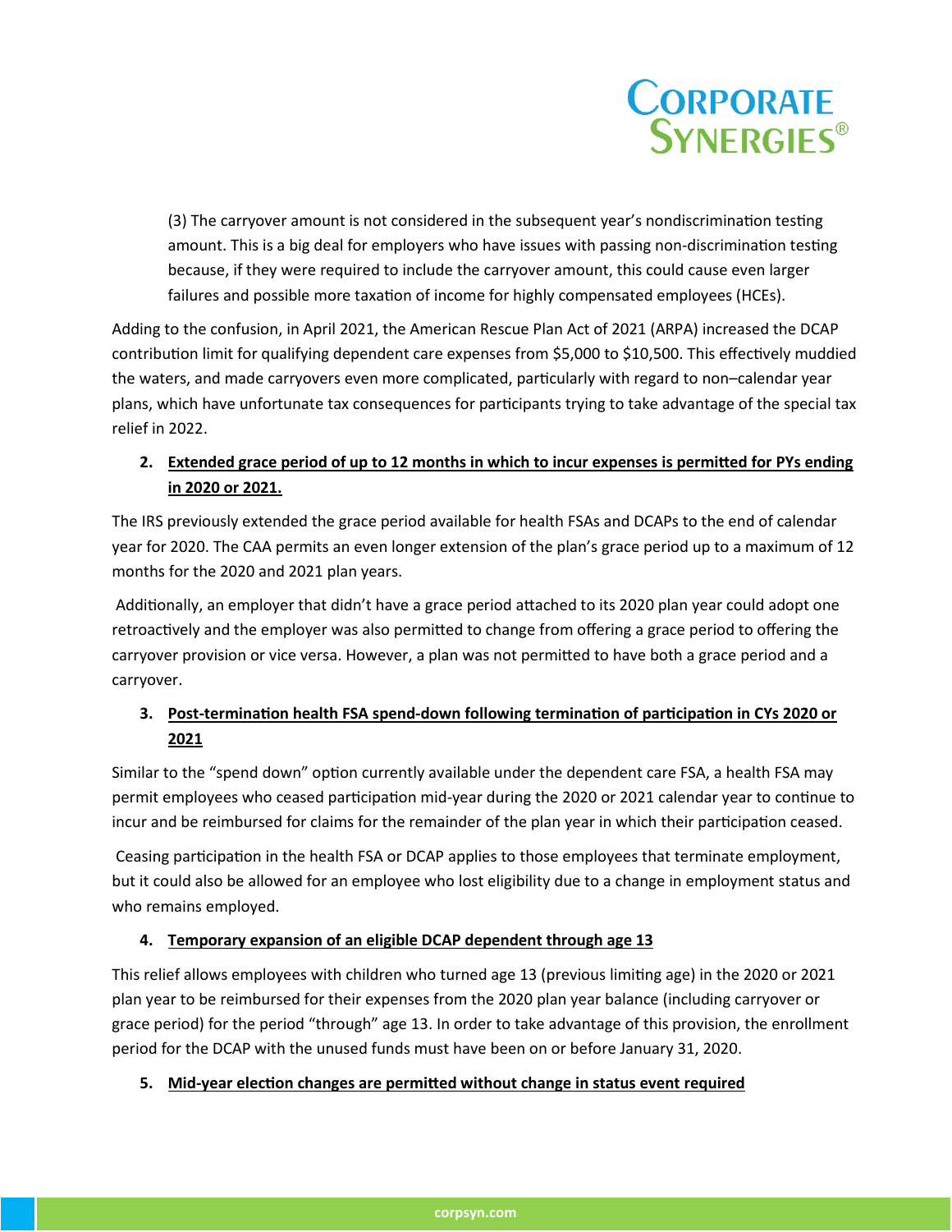(3) The carryover amount is not considered in the subsequent year's nondiscrimination testing amount. This is a big deal for employers who have issues with passing non-discrimination testing because, if they were required to include the carryover amount, this could cause even larger failures and possible more taxation of income for highly compensated employees (HCEs).

Adding to the confusion, in April 2021, the American Rescue Plan Act of 2021 (ARPA) increased the DCAP contribution limit for qualifying dependent care expenses from $5,000 to $10,500. This effectively muddied the waters, and made carryovers even more complicated, particularly with regard to non–calendar year plans, which have unfortunate tax consequences for participants trying to take advantage of the special tax relief in 2022.

2. **Extended grace period of up to 12 months in which to incur expenses is permitted for PYs ending in 2020 or 2021.**

The IRS previously extended the grace period available for health FSAs and DCAPs to the end of calendar year for 2020. The CAA permits an even longer extension of the plan's grace period up to a maximum of 12 months for the 2020 and 2021 plan years.

Additionally, an employer that didn't have a grace period attached to its 2020 plan year could adopt one retroactively and the employer was also permitted to change from offering a grace period to offering the carryover provision or vice versa. However, a plan was not permitted to have both a grace period and a carryover.

3. **Post-termination health FSA spend-down following termination of participation in CYs 2020 or 2021**

Similar to the "spend down" option currently available under the dependent care FSA, a health FSA may permit employees who ceased participation mid-year during the 2020 or 2021 calendar year to continue to incur and be reimbursed for claims for the remainder of the plan year in which their participation ceased.

Ceasing participation in the health FSA or DCAP applies to those employees that terminate employment, but it could also be allowed for an employee who lost eligibility due to a change in employment status and who remains employed.

4. **Temporary expansion of an eligible DCAP dependent through age 13**

This relief allows employees with children who turned age 13 (previous limiting age) in the 2020 or 2021 plan year to be reimbursed for their expenses from the 2020 plan year balance (including carryover or grace period) for the period "through" age 13. In order to take advantage of this provision, the enrollment period for the DCAP with the unused funds must have been on or before January 31, 2020.

5. **Mid-year election changes are permitted without change in status event required**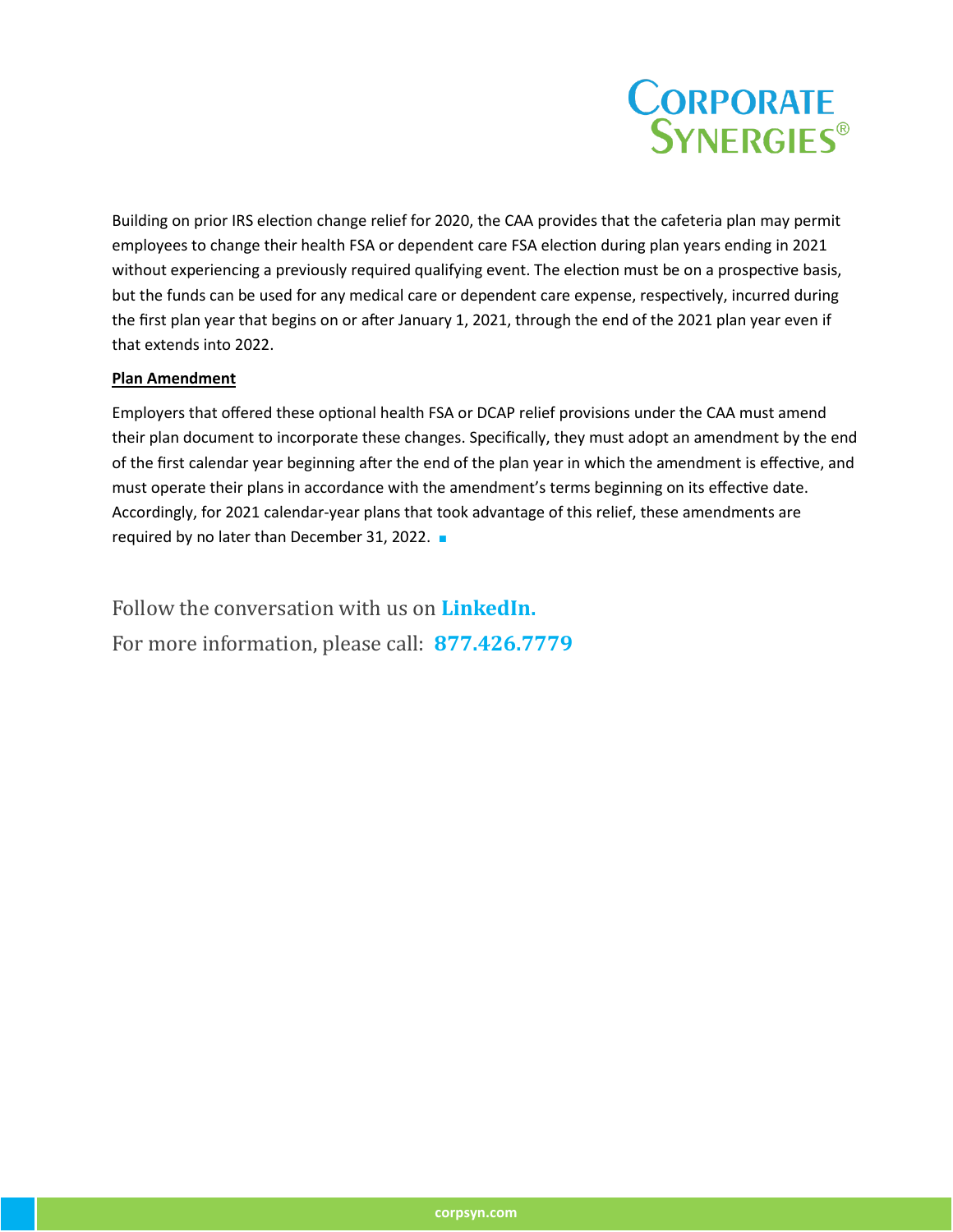Building on prior IRS election change relief for 2020, the CAA provides that the cafeteria plan may permit employees to change their health FSA or dependent care FSA election during plan years ending in 2021 without experiencing a previously required qualifying event. The election must be on a prospective basis, but the funds can be used for any medical care or dependent care expense, respectively, incurred during the first plan year that begins on or after January 1, 2021, through the end of the 2021 plan year even if that extends into 2022.

**Plan Amendment**

Employers that offered these optional health FSA or DCAP relief provisions under the CAA must amend their plan document to incorporate these changes. Specifically, they must adopt an amendment by the end of the first calendar year beginning after the end of the plan year in which the amendment is effective, and must operate their plans in accordance with the amendment's terms beginning on its effective date. Accordingly, for 2021 calendar-year plans that took advantage of this relief, these amendments are required by no later than December 31, 2022. ■

Follow the conversation with us on **LinkedIn.**

For more information, please call: **877.426.7779**